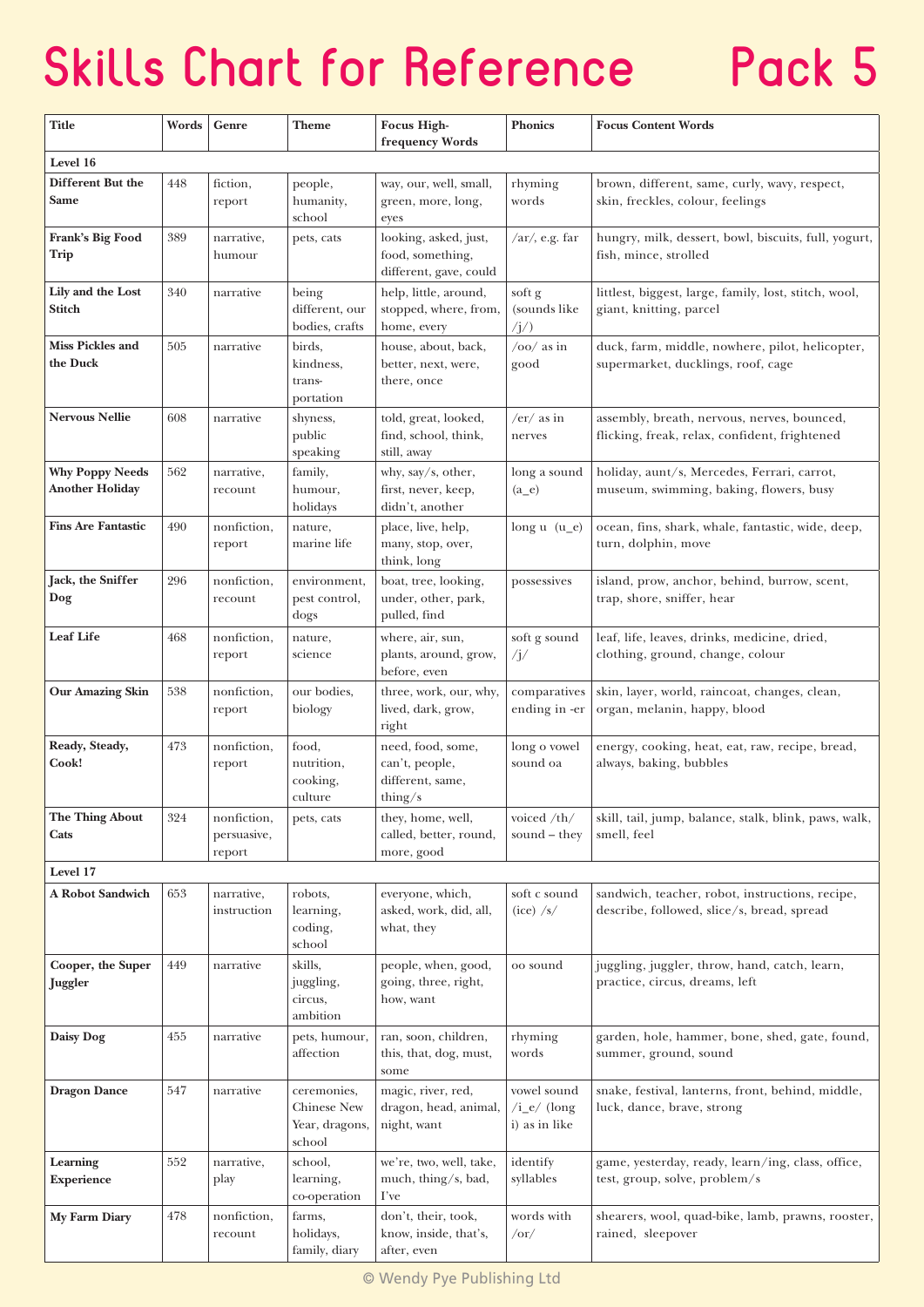# Skills Chart for Reference Pack 5

| Title | Words | Genre | Theme | Focus High-frequency Words | Phonics | Focus Content Words |
|---|---|---|---|---|---|---|
| **Level 16** | | | | | | |
| **Different But the Same** | 448 | fiction, report | people, humanity, school | way, our, well, small, green, more, long, eyes | rhyming words | brown, different, same, curly, wavy, respect, skin, freckles, colour, feelings |
| **Frank's Big Food Trip** | 389 | narrative, humour | pets, cats | looking, asked, just, food, something, different, gave, could | /ar/, e.g. far | hungry, milk, dessert, bowl, biscuits, full, yogurt, fish, mince, strolled |
| **Lily and the Lost Stitch** | 340 | narrative | being different, our bodies, crafts | help, little, around, stopped, where, from, home, every | soft g (sounds like /j/) | littlest, biggest, large, family, lost, stitch, wool, giant, knitting, parcel |
| **Miss Pickles and the Duck** | 505 | narrative | birds, kindness, trans-portation | house, about, back, better, next, were, there, once | /oo/ as in good | duck, farm, middle, nowhere, pilot, helicopter, supermarket, ducklings, roof, cage |
| **Nervous Nellie** | 608 | narrative | shyness, public speaking | told, great, looked, find, school, think, still, away | /er/ as in nerves | assembly, breath, nervous, nerves, bounced, flicking, freak, relax, confident, frightened |
| **Why Poppy Needs Another Holiday** | 562 | narrative, recount | family, humour, holidays | why, say/s, other, first, never, keep, didn't, another | long a sound (a_e) | holiday, aunt/s, Mercedes, Ferrari, carrot, museum, swimming, baking, flowers, busy |
| **Fins Are Fantastic** | 490 | nonfiction, report | nature, marine life | place, live, help, many, stop, over, think, long | long u (u_e) | ocean, fins, shark, whale, fantastic, wide, deep, turn, dolphin, move |
| **Jack, the Sniffer Dog** | 296 | nonfiction, recount | environment, pest control, dogs | boat, tree, looking, under, other, park, pulled, find | possessives | island, prow, anchor, behind, burrow, scent, trap, shore, sniffer, hear |
| **Leaf Life** | 468 | nonfiction, report | nature, science | where, air, sun, plants, around, grow, before, even | soft g sound /j/ | leaf, life, leaves, drinks, medicine, dried, clothing, ground, change, colour |
| **Our Amazing Skin** | 538 | nonfiction, report | our bodies, biology | three, work, our, why, lived, dark, grow, right | comparatives ending in -er | skin, layer, world, raincoat, changes, clean, organ, melanin, happy, blood |
| **Ready, Steady, Cook!** | 473 | nonfiction, report | food, nutrition, cooking, culture | need, food, some, can't, people, different, same, thing/s | long o vowel sound oa | energy, cooking, heat, eat, raw, recipe, bread, always, baking, bubbles |
| **The Thing About Cats** | 324 | nonfiction, persuasive, report | pets, cats | they, home, well, called, better, round, more, good | voiced /th/ sound – they | skill, tail, jump, balance, stalk, blink, paws, walk, smell, feel |
| **Level 17** | | | | | | |
| **A Robot Sandwich** | 653 | narrative, instruction | robots, learning, coding, school | everyone, which, asked, work, did, all, what, they | soft c sound (ice) /s/ | sandwich, teacher, robot, instructions, recipe, describe, followed, slice/s, bread, spread |
| **Cooper, the Super Juggler** | 449 | narrative | skills, juggling, circus, ambition | people, when, good, going, three, right, how, want | oo sound | juggling, juggler, throw, hand, catch, learn, practice, circus, dreams, left |
| **Daisy Dog** | 455 | narrative | pets, humour, affection | ran, soon, children, this, that, dog, must, some | rhyming words | garden, hole, hammer, bone, shed, gate, found, summer, ground, sound |
| **Dragon Dance** | 547 | narrative | ceremonies, Chinese New Year, dragons, school | magic, river, red, dragon, head, animal, night, want | vowel sound /i_e/ (long i) as in like | snake, festival, lanterns, front, behind, middle, luck, dance, brave, strong |
| **Learning Experience** | 552 | narrative, play | school, learning, co-operation | we're, two, well, take, much, thing/s, bad, I've | identify syllables | game, yesterday, ready, learn/ing, class, office, test, group, solve, problem/s |
| **My Farm Diary** | 478 | nonfiction, recount | farms, holidays, family, diary | don't, their, took, know, inside, that's, after, even | words with /or/ | shearers, wool, quad-bike, lamb, prawns, rooster, rained, sleepover |

© Wendy Pye Publishing Ltd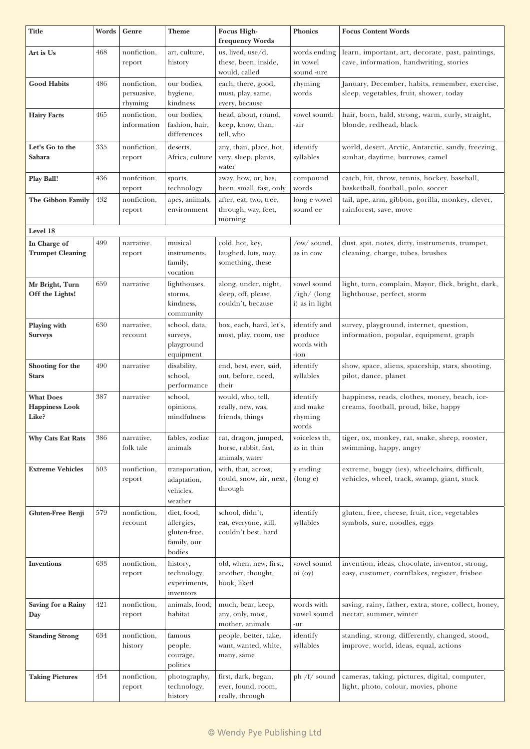| Title | Words | Genre | Theme | Focus High-frequency Words | Phonics | Focus Content Words |
|---|---|---|---|---|---|---|
| **Art is Us** | 468 | nonfiction, report | art, culture, history | us, lived, use/d, these, been, inside, would, called | words ending in vowel sound -ure | learn, important, art, decorate, past, paintings, cave, information, handwriting, stories |
| **Good Habits** | 486 | nonfiction, persuasive, rhyming | our bodies, hygiene, kindness | each, there, good, must, play, same, every, because | rhyming words | January, December, habits, remember, exercise, sleep, vegetables, fruit, shower, today |
| **Hairy Facts** | 465 | nonfiction, information | our bodies, fashion, hair, differences | head, about, round, keep, know, than, tell, who | vowel sound: -air | hair, born, bald, strong, warm, curly, straight, blonde, redhead, black |
| **Let's Go to the Sahara** | 335 | nonfiction, report | deserts, Africa, culture | any, than, place, hot, very, sleep, plants, water | identify syllables | world, desert, Arctic, Antarctic, sandy, freezing, sunhat, daytime, burrows, camel |
| **Play Ball!** | 436 | nonfcition, report | sports, technology | away, how, or, has, been, small, fast, only | compound words | catch, hit, throw, tennis, hockey, baseball, basketball, football, polo, soccer |
| **The Gibbon Family** | 432 | nonfiction, report | apes, animals, environment | after, eat, two, tree, through, way, feet, morning | long e vowel sound ee | tail, ape, arm, gibbon, gorilla, monkey, clever, rainforest, save, move |
| **Level 18** | | | | | | |
| **In Charge of Trumpet Cleaning** | 499 | narrative, report | musical instruments, family, vocation | cold, hot, key, laughed, lots, may, something, these | /ow/ sound, as in cow | dust, spit, notes, dirty, instruments, trumpet, cleaning, charge, tubes, brushes |
| **Mr Bright, Turn Off the Lights!** | 659 | narrative | lighthouses, storms, kindness, community | along, under, night, sleep, off, please, couldn't, because | vowel sound /igh/ (long i) as in light | light, turn, complain, Mayor, flick, bright, dark, lighthouse, perfect, storm |
| **Playing with Surveys** | 630 | narrative, recount | school, data, surveys, playground equipment | box, each, hard, let's, most, play, room, use | identify and produce words with -ion | survey, playground, internet, question, information, popular, equipment, graph |
| **Shooting for the Stars** | 490 | narrative | disability, school, performance | end, best, ever, said, out, before, need, their | identify syllables | show, space, aliens, spaceship, stars, shooting, pilot, dance, planet |
| **What Does Happiness Look Like?** | 387 | narrative | school, opinions, mindfulness | would, who, tell, really, new, was, friends, things | identify and make rhyming words | happiness, reads, clothes, money, beach, ice-creams, football, proud, bike, happy |
| **Why Cats Eat Rats** | 386 | narrative, folk tale | fables, zodiac animals | cat, dragon, jumped, horse, rabbit, fast, animals, water | voiceless th, as in thin | tiger, ox, monkey, rat, snake, sheep, rooster, swimming, happy, angry |
| **Extreme Vehicles** | 503 | nonfiction, report | transportation, adaptation, vehicles, weather | with, that, across, could, snow, air, next, through | y ending (long e) | extreme, buggy (ies), wheelchairs, difficult, vehicles, wheel, track, swamp, giant, stuck |
| **Gluten-Free Benji** | 579 | nonfiction, recount | diet, food, allergies, gluten-free, family, our bodies | school, didn't, eat, everyone, still, couldn't best, hard | identify syllables | gluten, free, cheese, fruit, rice, vegetables symbols, sure, noodles, eggs |
| **Inventions** | 633 | nonfiction, report | history, technology, experiments, inventors | old, when, new, first, another, thought, book, liked | vowel sound oi (oy) | invention, ideas, chocolate, inventor, strong, easy, customer, cornflakes, register, frisbee |
| **Saving for a Rainy Day** | 421 | nonfiction, report | animals, food, habitat | much, bear, keep, any, only, most, mother, animals | words with vowel sound -ur | saving, rainy, father, extra, store, collect, honey, nectar, summer, winter |
| **Standing Strong** | 634 | nonfiction, history | famous people, courage, politics | people, better, take, want, wanted, white, many, same | identify syllables | standing, strong, differently, changed, stood, improve, world, ideas, equal, actions |
| **Taking Pictures** | 454 | nonfiction, report | photography, technology, history | first, dark, began, ever, found, room, really, through | ph /f/ sound | cameras, taking, pictures, digital, computer, light, photo, colour, movies, phone |

© Wendy Pye Publishing Ltd